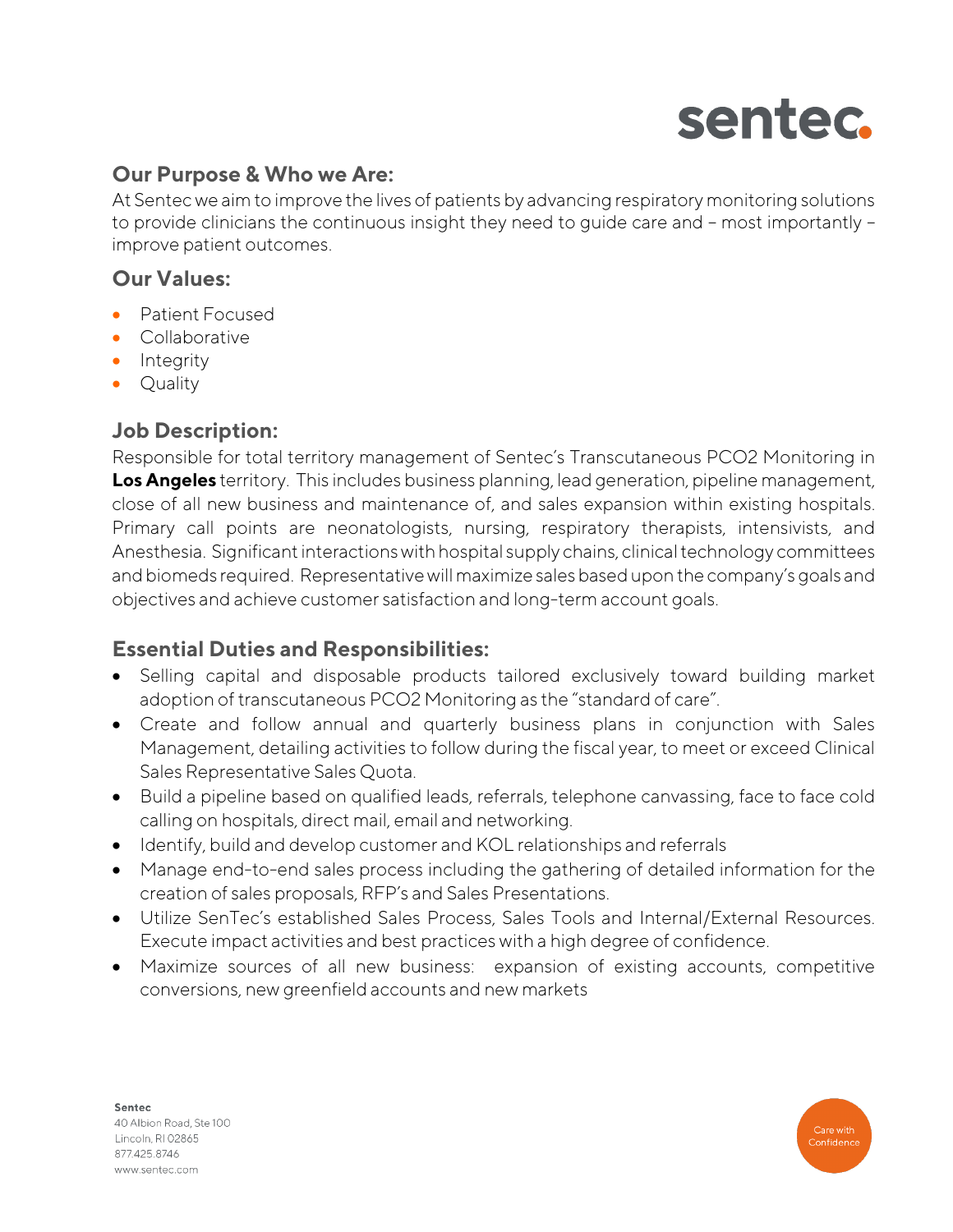sentec.

## Our Purpose & Who we Are:

At Sentec we aim to improve the lives of patients by advancing respiratory monitoring solutions to provide clinicians the continuous insight they need to guide care and – most importantly – improve patient outcomes.

## Our Values:

- Patient Focused
- Collaborative
- Integrity
- Quality

## Job Description:

Responsible for total territory management of Sentec's Transcutaneous PCO2 Monitoring in **Los Angeles** territory. This includes business planning, lead generation, pipeline management, close of all new business and maintenance of, and sales expansion within existing hospitals. Primary call points are neonatologists, nursing, respiratory therapists, intensivists, and Anesthesia. Significant interactions with hospital supply chains, clinical technology committees and biomeds required. Representative will maximize sales based upon the company's goals and objectives and achieve customer satisfaction and long-term account goals.

## Essential Duties and Responsibilities:

- Selling capital and disposable products tailored exclusively toward building market adoption of transcutaneous PCO2 Monitoring as the "standard of care".
- Create and follow annual and quarterly business plans in conjunction with Sales Management, detailing activities to follow during the fiscal year, to meet or exceed Clinical Sales Representative Sales Quota.
- Build a pipeline based on qualified leads, referrals, telephone canvassing, face to face cold calling on hospitals, direct mail, email and networking.
- Identify, build and develop customer and KOL relationships and referrals
- Manage end-to-end sales process including the gathering of detailed information for the creation of sales proposals, RFP's and Sales Presentations.
- Utilize SenTec's established Sales Process, Sales Tools and Internal/External Resources. Execute impact activities and best practices with a high degree of confidence.
- Maximize sources of all new business: expansion of existing accounts, competitive conversions, new greenfield accounts and new markets

**Sentec**
40 Albion Road, Ste 100
Lincoln, RI 02865
877.425.8746
www.sentec.com

Care with Confidence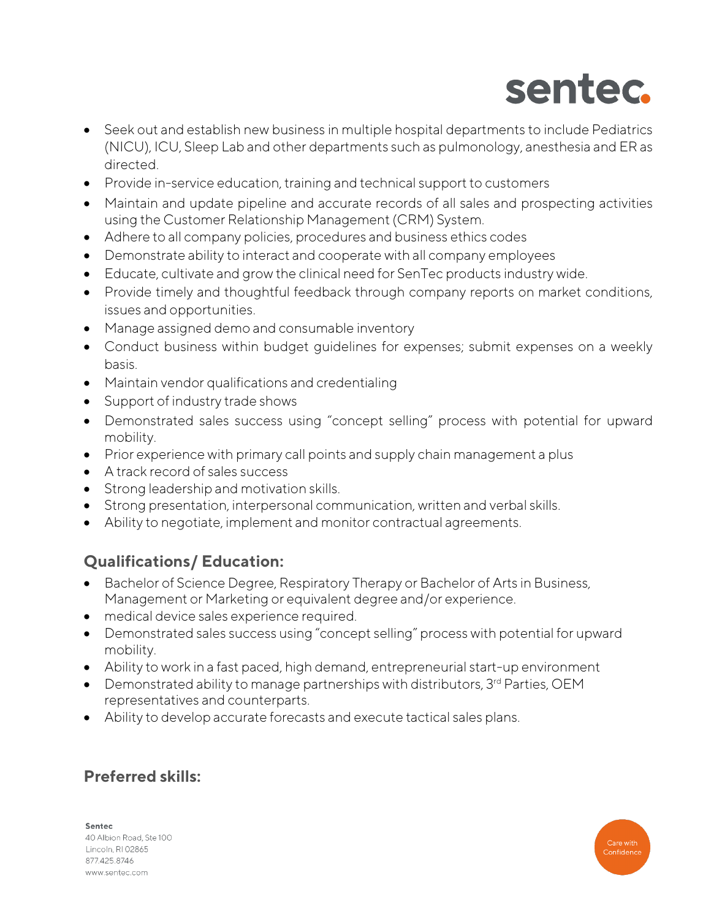- Seek out and establish new business in multiple hospital departments to include Pediatrics (NICU), ICU, Sleep Lab and other departments such as pulmonology, anesthesia and ER as directed.
- Provide in-service education, training and technical support to customers
- Maintain and update pipeline and accurate records of all sales and prospecting activities using the Customer Relationship Management (CRM) System.
- Adhere to all company policies, procedures and business ethics codes
- Demonstrate ability to interact and cooperate with all company employees
- Educate, cultivate and grow the clinical need for SenTec products industry wide.
- Provide timely and thoughtful feedback through company reports on market conditions, issues and opportunities.
- Manage assigned demo and consumable inventory
- Conduct business within budget guidelines for expenses; submit expenses on a weekly basis.
- Maintain vendor qualifications and credentialing
- Support of industry trade shows
- Demonstrated sales success using "concept selling" process with potential for upward mobility.
- Prior experience with primary call points and supply chain management a plus
- A track record of sales success
- Strong leadership and motivation skills.
- Strong presentation, interpersonal communication, written and verbal skills.
- Ability to negotiate, implement and monitor contractual agreements.

## Qualifications/ Education:

- Bachelor of Science Degree, Respiratory Therapy or Bachelor of Arts in Business, Management or Marketing or equivalent degree and/or experience.
- medical device sales experience required.
- Demonstrated sales success using "concept selling" process with potential for upward mobility.
- Ability to work in a fast paced, high demand, entrepreneurial start-up environment
- Demonstrated ability to manage partnerships with distributors, 3rd Parties, OEM representatives and counterparts.
- Ability to develop accurate forecasts and execute tactical sales plans.

## Preferred skills: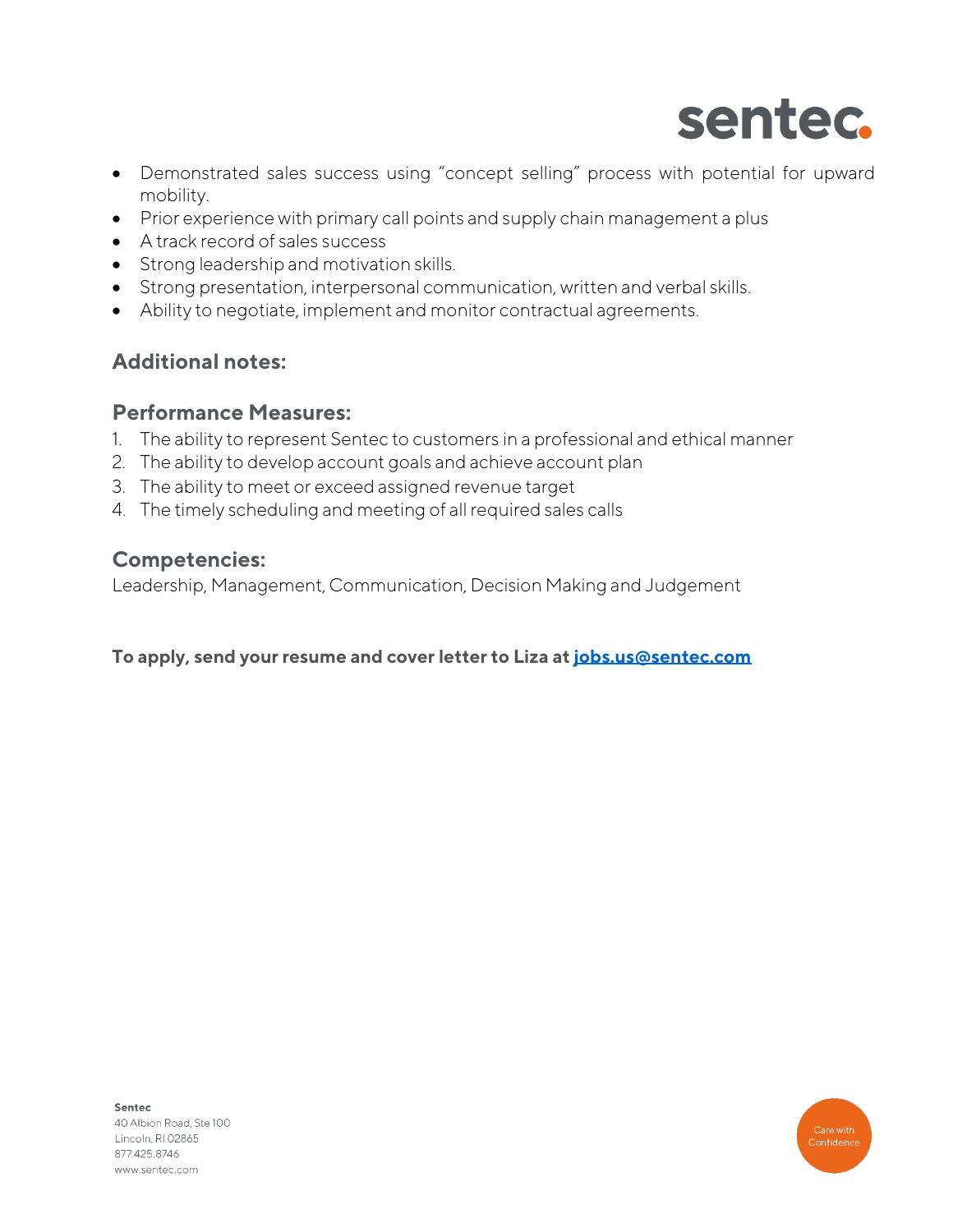- Demonstrated sales success using "concept selling" process with potential for upward mobility.
- Prior experience with primary call points and supply chain management a plus
- A track record of sales success
- Strong leadership and motivation skills.
- Strong presentation, interpersonal communication, written and verbal skills.
- Ability to negotiate, implement and monitor contractual agreements.

## Additional notes:

## Performance Measures:

1. The ability to represent Sentec to customers in a professional and ethical manner
2. The ability to develop account goals and achieve account plan
3. The ability to meet or exceed assigned revenue target
4. The timely scheduling and meeting of all required sales calls

## Competencies:

Leadership, Management, Communication, Decision Making and Judgement

**To apply, send your resume and cover letter to Liza at [jobs.us@sentec.com](mailto:jobs.us@sentec.com)**

**Sentec**
40 Albion Road, Ste 100
Lincoln, RI 02865
877.425.8746
www.sentec.com

Care with Confidence